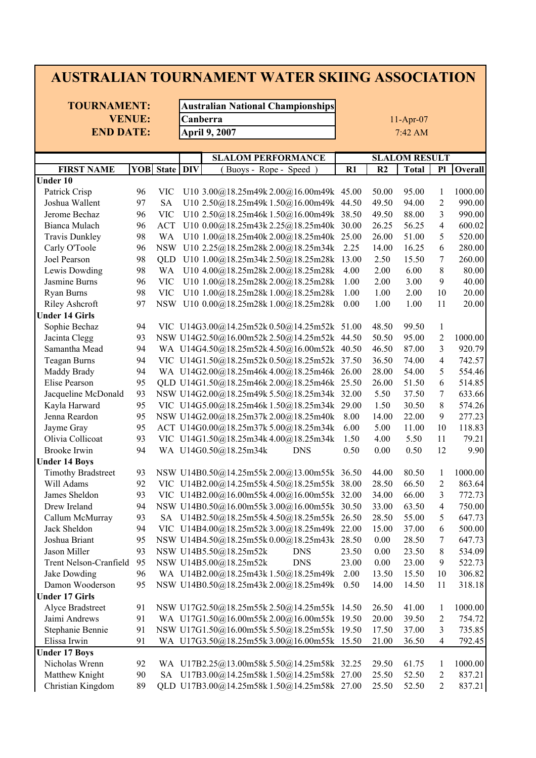# AUSTRALIAN TOURNAMENT WATER SKIING ASSOCIATION

**TOURNAMENT:** Australian National Championships
**VENUE:** Canberra
**END DATE:** April 9, 2007

11-Apr-07
7:42 AM

| FIRST NAME | YOB | State | DIV | SLALOM PERFORMANCE (Buoys - Rope - Speed) | R1 | R2 | Total | Pl | Overall |
|---|---|---|---|---|---|---|---|---|---|
| **Under 10** | | | | | | | | | |
| Patrick Crisp | 96 | VIC | U10 | 3.00@18.25m49k 2.00@16.00m49k | 45.00 | 50.00 | 95.00 | 1 | 1000.00 |
| Joshua Wallent | 97 | SA | U10 | 2.50@18.25m49k 1.50@16.00m49k | 44.50 | 49.50 | 94.00 | 2 | 990.00 |
| Jerome Bechaz | 96 | VIC | U10 | 2.50@18.25m46k 1.50@16.00m49k | 38.50 | 49.50 | 88.00 | 3 | 990.00 |
| Bianca Mulach | 96 | ACT | U10 | 0.00@18.25m43k 2.25@18.25m40k | 30.00 | 26.25 | 56.25 | 4 | 600.02 |
| Travis Dunkley | 98 | WA | U10 | 1.00@18.25m40k 2.00@18.25m40k | 25.00 | 26.00 | 51.00 | 5 | 520.00 |
| Carly O'Toole | 96 | NSW | U10 | 2.25@18.25m28k 2.00@18.25m34k | 2.25 | 14.00 | 16.25 | 6 | 280.00 |
| Joel Pearson | 98 | QLD | U10 | 1.00@18.25m34k 2.50@18.25m28k | 13.00 | 2.50 | 15.50 | 7 | 260.00 |
| Lewis Dowding | 98 | WA | U10 | 4.00@18.25m28k 2.00@18.25m28k | 4.00 | 2.00 | 6.00 | 8 | 80.00 |
| Jasmine Burns | 96 | VIC | U10 | 1.00@18.25m28k 2.00@18.25m28k | 1.00 | 2.00 | 3.00 | 9 | 40.00 |
| Ryan Burns | 98 | VIC | U10 | 1.00@18.25m28k 1.00@18.25m28k | 1.00 | 1.00 | 2.00 | 10 | 20.00 |
| Riley Ashcroft | 97 | NSW | U10 | 0.00@18.25m28k 1.00@18.25m28k | 0.00 | 1.00 | 1.00 | 11 | 20.00 |
| **Under 14 Girls** | | | | | | | | | |
| Sophie Bechaz | 94 | VIC | U14G | 3.00@14.25m52k 0.50@14.25m52k | 51.00 | 48.50 | 99.50 | 1 | |
| Jacinta Clegg | 93 | NSW | U14G | 2.50@16.00m52k 2.50@14.25m52k | 44.50 | 50.50 | 95.00 | 2 | 1000.00 |
| Samantha Mead | 94 | WA | U14G | 4.50@18.25m52k 4.50@16.00m52k | 40.50 | 46.50 | 87.00 | 3 | 920.79 |
| Teagan Burns | 94 | VIC | U14G | 1.50@18.25m52k 0.50@18.25m52k | 37.50 | 36.50 | 74.00 | 4 | 742.57 |
| Maddy Brady | 94 | WA | U14G | 2.00@18.25m46k 4.00@18.25m46k | 26.00 | 28.00 | 54.00 | 5 | 554.46 |
| Elise Pearson | 95 | QLD | U14G | 1.50@18.25m46k 2.00@18.25m46k | 25.50 | 26.00 | 51.50 | 6 | 514.85 |
| Jacqueline McDonald | 93 | NSW | U14G | 2.00@18.25m49k 5.50@18.25m34k | 32.00 | 5.50 | 37.50 | 7 | 633.66 |
| Kayla Harward | 95 | VIC | U14G | 5.00@18.25m46k 1.50@18.25m34k | 29.00 | 1.50 | 30.50 | 8 | 574.26 |
| Jenna Reardon | 95 | NSW | U14G | 2.00@18.25m37k 2.00@18.25m40k | 8.00 | 14.00 | 22.00 | 9 | 277.23 |
| Jayme Gray | 95 | ACT | U14G | 0.00@18.25m37k 5.00@18.25m34k | 6.00 | 5.00 | 11.00 | 10 | 118.83 |
| Olivia Collicoat | 93 | VIC | U14G | 1.50@18.25m34k 4.00@18.25m34k | 1.50 | 4.00 | 5.50 | 11 | 79.21 |
| Brooke Irwin | 94 | WA | U14G | 0.50@18.25m34k DNS | 0.50 | 0.00 | 0.50 | 12 | 9.90 |
| **Under 14 Boys** | | | | | | | | | |
| Timothy Bradstreet | 93 | NSW | U14B | 0.50@14.25m55k 2.00@13.00m55k | 36.50 | 44.00 | 80.50 | 1 | 1000.00 |
| Will Adams | 92 | VIC | U14B | 2.00@14.25m55k 4.50@18.25m55k | 38.00 | 28.50 | 66.50 | 2 | 863.64 |
| James Sheldon | 93 | VIC | U14B | 2.00@16.00m55k 4.00@16.00m55k | 32.00 | 34.00 | 66.00 | 3 | 772.73 |
| Drew Ireland | 94 | NSW | U14B | 0.50@16.00m55k 3.00@16.00m55k | 30.50 | 33.00 | 63.50 | 4 | 750.00 |
| Callum McMurray | 93 | SA | U14B | 2.50@18.25m55k 4.50@18.25m55k | 26.50 | 28.50 | 55.00 | 5 | 647.73 |
| Jack Sheldon | 94 | VIC | U14B | 4.00@18.25m52k 3.00@18.25m49k | 22.00 | 15.00 | 37.00 | 6 | 500.00 |
| Joshua Briant | 95 | NSW | U14B | 4.50@18.25m55k 0.00@18.25m43k | 28.50 | 0.00 | 28.50 | 7 | 647.73 |
| Jason Miller | 93 | NSW | U14B | 5.50@18.25m52k DNS | 23.50 | 0.00 | 23.50 | 8 | 534.09 |
| Trent Nelson-Cranfield | 95 | NSW | U14B | 5.00@18.25m52k DNS | 23.00 | 0.00 | 23.00 | 9 | 522.73 |
| Jake Dowding | 96 | WA | U14B | 2.00@18.25m43k 1.50@18.25m49k | 2.00 | 13.50 | 15.50 | 10 | 306.82 |
| Damon Wooderson | 95 | NSW | U14B | 0.50@18.25m43k 2.00@18.25m49k | 0.50 | 14.00 | 14.50 | 11 | 318.18 |
| **Under 17 Girls** | | | | | | | | | |
| Alyce Bradstreet | 91 | NSW | U17G | 2.50@18.25m55k 2.50@14.25m55k | 14.50 | 26.50 | 41.00 | 1 | 1000.00 |
| Jaimi Andrews | 91 | WA | U17G | 1.50@16.00m55k 2.00@16.00m55k | 19.50 | 20.00 | 39.50 | 2 | 754.72 |
| Stephanie Bennie | 91 | NSW | U17G | 1.50@16.00m55k 5.50@18.25m55k | 19.50 | 17.50 | 37.00 | 3 | 735.85 |
| Elissa Irwin | 91 | WA | U17G | 3.50@18.25m55k 3.00@16.00m55k | 15.50 | 21.00 | 36.50 | 4 | 792.45 |
| **Under 17 Boys** | | | | | | | | | |
| Nicholas Wrenn | 92 | WA | U17B | 2.25@13.00m58k 5.50@14.25m58k | 32.25 | 29.50 | 61.75 | 1 | 1000.00 |
| Matthew Knight | 90 | SA | U17B | 3.00@14.25m58k 1.50@14.25m58k | 27.00 | 25.50 | 52.50 | 2 | 837.21 |
| Christian Kingdom | 89 | QLD | U17B | 3.00@14.25m58k 1.50@14.25m58k | 27.00 | 25.50 | 52.50 | 2 | 837.21 |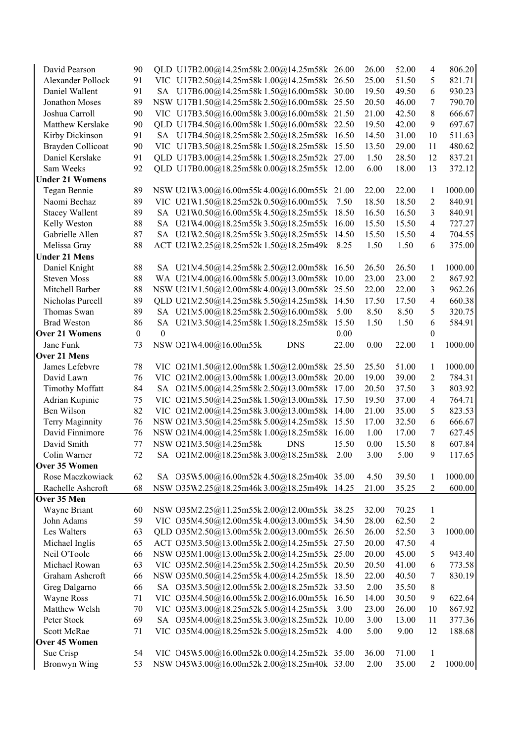| Name | Year | State | Details | Score 1 | Score 2 | Total | Place | Points |
|---|---|---|---|---|---|---|---|---|
| David Pearson | 90 | QLD | U17B2.00@14.25m58k 2.00@14.25m58k | 26.00 | 26.00 | 52.00 | 4 | 806.20 |
| Alexander Pollock | 91 | VIC | U17B2.50@14.25m58k 1.00@14.25m58k | 26.50 | 25.00 | 51.50 | 5 | 821.71 |
| Daniel Wallent | 91 | SA | U17B6.00@14.25m58k 1.50@16.00m58k | 30.00 | 19.50 | 49.50 | 6 | 930.23 |
| Jonathon Moses | 89 | NSW | U17B1.50@14.25m58k 2.50@16.00m58k | 25.50 | 20.50 | 46.00 | 7 | 790.70 |
| Joshua Carroll | 90 | VIC | U17B3.50@16.00m58k 3.00@16.00m58k | 21.50 | 21.00 | 42.50 | 8 | 666.67 |
| Matthew Kerslake | 90 | QLD | U17B4.50@16.00m58k 1.50@16.00m58k | 22.50 | 19.50 | 42.00 | 9 | 697.67 |
| Kirby Dickinson | 91 | SA | U17B4.50@18.25m58k 2.50@18.25m58k | 16.50 | 14.50 | 31.00 | 10 | 511.63 |
| Brayden Collicoat | 90 | VIC | U17B3.50@18.25m58k 1.50@18.25m58k | 15.50 | 13.50 | 29.00 | 11 | 480.62 |
| Daniel Kerslake | 91 | QLD | U17B3.00@14.25m58k 1.50@18.25m52k | 27.00 | 1.50 | 28.50 | 12 | 837.21 |
| Sam Weeks | 92 | QLD | U17B0.00@18.25m58k 0.00@18.25m55k | 12.00 | 6.00 | 18.00 | 13 | 372.12 |
| **Under 21 Womens** | | | | | | | | |
| Tegan Bennie | 89 | NSW | U21W3.00@16.00m55k 4.00@16.00m55k | 21.00 | 22.00 | 22.00 | 1 | 1000.00 |
| Naomi Bechaz | 89 | VIC | U21W1.50@18.25m52k 0.50@16.00m55k | 7.50 | 18.50 | 18.50 | 2 | 840.91 |
| Stacey Wallent | 89 | SA | U21W0.50@16.00m55k 4.50@18.25m55k | 18.50 | 16.50 | 16.50 | 3 | 840.91 |
| Kelly Weston | 88 | SA | U21W4.00@18.25m55k 3.50@18.25m55k | 16.00 | 15.50 | 15.50 | 4 | 727.27 |
| Gabrielle Allen | 87 | SA | U21W2.50@18.25m55k 3.50@18.25m55k | 14.50 | 15.50 | 15.50 | 4 | 704.55 |
| Melissa Gray | 88 | ACT | U21W2.25@18.25m52k 1.50@18.25m49k | 8.25 | 1.50 | 1.50 | 6 | 375.00 |
| **Under 21 Mens** | | | | | | | | |
| Daniel Knight | 88 | SA | U21M4.50@14.25m58k 2.50@12.00m58k | 16.50 | 26.50 | 26.50 | 1 | 1000.00 |
| Steven Moss | 88 | WA | U21M4.00@16.00m58k 5.00@13.00m58k | 10.00 | 23.00 | 23.00 | 2 | 867.92 |
| Mitchell Barber | 88 | NSW | U21M1.50@12.00m58k 4.00@13.00m58k | 25.50 | 22.00 | 22.00 | 3 | 962.26 |
| Nicholas Purcell | 89 | QLD | U21M2.50@14.25m58k 5.50@14.25m58k | 14.50 | 17.50 | 17.50 | 4 | 660.38 |
| Thomas Swan | 89 | SA | U21M5.00@18.25m58k 2.50@16.00m58k | 5.00 | 8.50 | 8.50 | 5 | 320.75 |
| Brad Weston | 86 | SA | U21M3.50@14.25m58k 1.50@18.25m58k | 15.50 | 1.50 | 1.50 | 6 | 584.91 |
| **Over 21 Womens** | 0 | 0 | | 0.00 | | | 0 | |
| Jane Funk | 73 | NSW | O21W4.00@16.00m55k DNS | 22.00 | 0.00 | 22.00 | 1 | 1000.00 |
| **Over 21 Mens** | | | | | | | | |
| James Lefebvre | 78 | VIC | O21M1.50@12.00m58k 1.50@12.00m58k | 25.50 | 25.50 | 51.00 | 1 | 1000.00 |
| David Lawn | 76 | VIC | O21M2.00@13.00m58k 1.00@13.00m58k | 20.00 | 19.00 | 39.00 | 2 | 784.31 |
| Timothy Moffatt | 84 | SA | O21M5.00@14.25m58k 2.50@13.00m58k | 17.00 | 20.50 | 37.50 | 3 | 803.92 |
| Adrian Kupinic | 75 | VIC | O21M5.50@14.25m58k 1.50@13.00m58k | 17.50 | 19.50 | 37.00 | 4 | 764.71 |
| Ben Wilson | 82 | VIC | O21M2.00@14.25m58k 3.00@13.00m58k | 14.00 | 21.00 | 35.00 | 5 | 823.53 |
| Terry Maginnity | 76 | NSW | O21M3.50@14.25m58k 5.00@14.25m58k | 15.50 | 17.00 | 32.50 | 6 | 666.67 |
| David Finnimore | 76 | NSW | O21M4.00@14.25m58k 1.00@18.25m58k | 16.00 | 1.00 | 17.00 | 7 | 627.45 |
| David Smith | 77 | NSW | O21M3.50@14.25m58k DNS | 15.50 | 0.00 | 15.50 | 8 | 607.84 |
| Colin Warner | 72 | SA | O21M2.00@18.25m58k 3.00@18.25m58k | 2.00 | 3.00 | 5.00 | 9 | 117.65 |
| **Over 35 Women** | | | | | | | | |
| Rose Maczkowiack | 62 | SA | O35W5.00@16.00m52k 4.50@18.25m40k | 35.00 | 4.50 | 39.50 | 1 | 1000.00 |
| Rachelle Ashcroft | 68 | NSW | O35W2.25@18.25m46k 3.00@18.25m49k | 14.25 | 21.00 | 35.25 | 2 | 600.00 |
| **Over 35 Men** | | | | | | | | |
| Wayne Briant | 60 | NSW | O35M2.25@11.25m55k 2.00@12.00m55k | 38.25 | 32.00 | 70.25 | 1 | |
| John Adams | 59 | VIC | O35M4.50@12.00m55k 4.00@13.00m55k | 34.50 | 28.00 | 62.50 | 2 | |
| Les Walters | 63 | QLD | O35M2.50@13.00m55k 2.00@13.00m55k | 26.50 | 26.00 | 52.50 | 3 | 1000.00 |
| Michael Inglis | 65 | ACT | O35M3.50@13.00m55k 2.00@14.25m55k | 27.50 | 20.00 | 47.50 | 4 | |
| Neil O'Toole | 66 | NSW | O35M1.00@13.00m55k 2.00@14.25m55k | 25.00 | 20.00 | 45.00 | 5 | 943.40 |
| Michael Rowan | 63 | VIC | O35M2.50@14.25m55k 2.50@14.25m55k | 20.50 | 20.50 | 41.00 | 6 | 773.58 |
| Graham Ashcroft | 66 | NSW | O35M0.50@14.25m55k 4.00@14.25m55k | 18.50 | 22.00 | 40.50 | 7 | 830.19 |
| Greg Dalgarno | 66 | SA | O35M3.50@12.00m55k 2.00@18.25m52k | 33.50 | 2.00 | 35.50 | 8 | |
| Wayne Ross | 71 | VIC | O35M4.50@16.00m55k 2.00@16.00m55k | 16.50 | 14.00 | 30.50 | 9 | 622.64 |
| Matthew Welsh | 70 | VIC | O35M3.00@18.25m52k 5.00@14.25m55k | 3.00 | 23.00 | 26.00 | 10 | 867.92 |
| Peter Stock | 69 | SA | O35M4.00@18.25m55k 3.00@18.25m52k | 10.00 | 3.00 | 13.00 | 11 | 377.36 |
| Scott McRae | 71 | VIC | O35M4.00@18.25m52k 5.00@18.25m52k | 4.00 | 5.00 | 9.00 | 12 | 188.68 |
| **Over 45 Women** | | | | | | | | |
| Sue Crisp | 54 | VIC | O45W5.00@16.00m52k 0.00@14.25m52k | 35.00 | 36.00 | 71.00 | 1 | |
| Bronwyn Wing | 53 | NSW | O45W3.00@16.00m52k 2.00@18.25m40k | 33.00 | 2.00 | 35.00 | 2 | 1000.00 |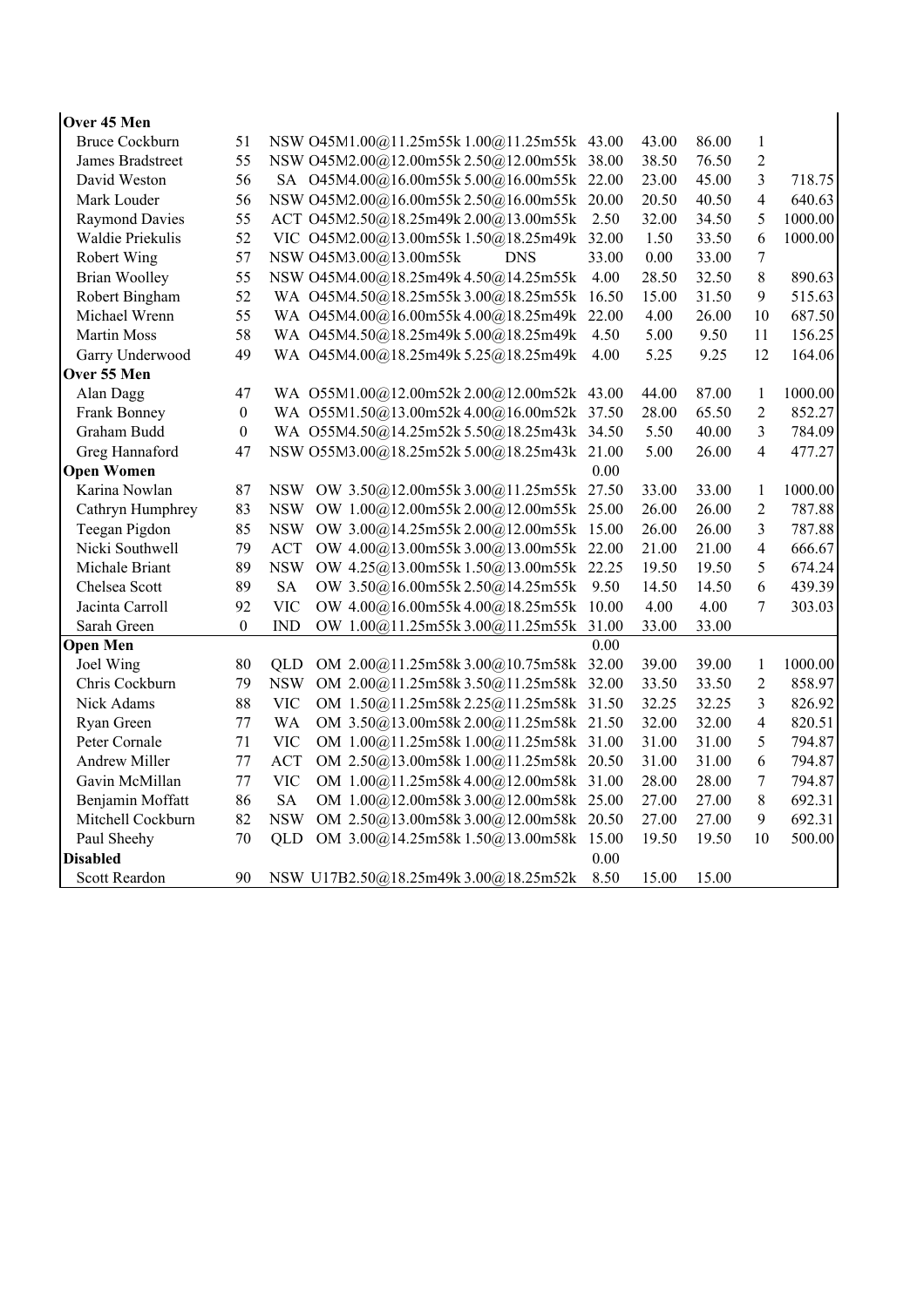| | | | | | | | | | |
|---|---|---|---|---|---|---|---|---|---|
| **Over 45 Men** | | | | | | | | | |
| Bruce Cockburn | 51 | NSW | O45M1.00@11.25m55k | 1.00@11.25m55k | 43.00 | 43.00 | 86.00 | 1 | |
| James Bradstreet | 55 | NSW | O45M2.00@12.00m55k | 2.50@12.00m55k | 38.00 | 38.50 | 76.50 | 2 | |
| David Weston | 56 | SA | O45M4.00@16.00m55k | 5.00@16.00m55k | 22.00 | 23.00 | 45.00 | 3 | 718.75 |
| Mark Louder | 56 | NSW | O45M2.00@16.00m55k | 2.50@16.00m55k | 20.00 | 20.50 | 40.50 | 4 | 640.63 |
| Raymond Davies | 55 | ACT | O45M2.50@18.25m49k | 2.00@13.00m55k | 2.50 | 32.00 | 34.50 | 5 | 1000.00 |
| Waldie Priekulis | 52 | VIC | O45M2.00@13.00m55k | 1.50@18.25m49k | 32.00 | 1.50 | 33.50 | 6 | 1000.00 |
| Robert Wing | 57 | NSW | O45M3.00@13.00m55k | DNS | 33.00 | 0.00 | 33.00 | 7 | |
| Brian Woolley | 55 | NSW | O45M4.00@18.25m49k | 4.50@14.25m55k | 4.00 | 28.50 | 32.50 | 8 | 890.63 |
| Robert Bingham | 52 | WA | O45M4.50@18.25m55k | 3.00@18.25m55k | 16.50 | 15.00 | 31.50 | 9 | 515.63 |
| Michael Wrenn | 55 | WA | O45M4.00@16.00m55k | 4.00@18.25m49k | 22.00 | 4.00 | 26.00 | 10 | 687.50 |
| Martin Moss | 58 | WA | O45M4.50@18.25m49k | 5.00@18.25m49k | 4.50 | 5.00 | 9.50 | 11 | 156.25 |
| Garry Underwood | 49 | WA | O45M4.00@18.25m49k | 5.25@18.25m49k | 4.00 | 5.25 | 9.25 | 12 | 164.06 |
| **Over 55 Men** | | | | | | | | | |
| Alan Dagg | 47 | WA | O55M1.00@12.00m52k | 2.00@12.00m52k | 43.00 | 44.00 | 87.00 | 1 | 1000.00 |
| Frank Bonney | 0 | WA | O55M1.50@13.00m52k | 4.00@16.00m52k | 37.50 | 28.00 | 65.50 | 2 | 852.27 |
| Graham Budd | 0 | WA | O55M4.50@14.25m52k | 5.50@18.25m43k | 34.50 | 5.50 | 40.00 | 3 | 784.09 |
| Greg Hannaford | 47 | NSW | O55M3.00@18.25m52k | 5.00@18.25m43k | 21.00 | 5.00 | 26.00 | 4 | 477.27 |
| **Open Women** | | | | | 0.00 | | | | |
| Karina Nowlan | 87 | NSW | OW 3.50@12.00m55k | 3.00@11.25m55k | 27.50 | 33.00 | 33.00 | 1 | 1000.00 |
| Cathryn Humphrey | 83 | NSW | OW 1.00@12.00m55k | 2.00@12.00m55k | 25.00 | 26.00 | 26.00 | 2 | 787.88 |
| Teegan Pigdon | 85 | NSW | OW 3.00@14.25m55k | 2.00@12.00m55k | 15.00 | 26.00 | 26.00 | 3 | 787.88 |
| Nicki Southwell | 79 | ACT | OW 4.00@13.00m55k | 3.00@13.00m55k | 22.00 | 21.00 | 21.00 | 4 | 666.67 |
| Michale Briant | 89 | NSW | OW 4.25@13.00m55k | 1.50@13.00m55k | 22.25 | 19.50 | 19.50 | 5 | 674.24 |
| Chelsea Scott | 89 | SA | OW 3.50@16.00m55k | 2.50@14.25m55k | 9.50 | 14.50 | 14.50 | 6 | 439.39 |
| Jacinta Carroll | 92 | VIC | OW 4.00@16.00m55k | 4.00@18.25m55k | 10.00 | 4.00 | 4.00 | 7 | 303.03 |
| Sarah Green | 0 | IND | OW 1.00@11.25m55k | 3.00@11.25m55k | 31.00 | 33.00 | 33.00 | | |
| **Open Men** | | | | | 0.00 | | | | |
| Joel Wing | 80 | QLD | OM 2.00@11.25m58k | 3.00@10.75m58k | 32.00 | 39.00 | 39.00 | 1 | 1000.00 |
| Chris Cockburn | 79 | NSW | OM 2.00@11.25m58k | 3.50@11.25m58k | 32.00 | 33.50 | 33.50 | 2 | 858.97 |
| Nick Adams | 88 | VIC | OM 1.50@11.25m58k | 2.25@11.25m58k | 31.50 | 32.25 | 32.25 | 3 | 826.92 |
| Ryan Green | 77 | WA | OM 3.50@13.00m58k | 2.00@11.25m58k | 21.50 | 32.00 | 32.00 | 4 | 820.51 |
| Peter Cornale | 71 | VIC | OM 1.00@11.25m58k | 1.00@11.25m58k | 31.00 | 31.00 | 31.00 | 5 | 794.87 |
| Andrew Miller | 77 | ACT | OM 2.50@13.00m58k | 1.00@11.25m58k | 20.50 | 31.00 | 31.00 | 6 | 794.87 |
| Gavin McMillan | 77 | VIC | OM 1.00@11.25m58k | 4.00@12.00m58k | 31.00 | 28.00 | 28.00 | 7 | 794.87 |
| Benjamin Moffatt | 86 | SA | OM 1.00@12.00m58k | 3.00@12.00m58k | 25.00 | 27.00 | 27.00 | 8 | 692.31 |
| Mitchell Cockburn | 82 | NSW | OM 2.50@13.00m58k | 3.00@12.00m58k | 20.50 | 27.00 | 27.00 | 9 | 692.31 |
| Paul Sheehy | 70 | QLD | OM 3.00@14.25m58k | 1.50@13.00m58k | 15.00 | 19.50 | 19.50 | 10 | 500.00 |
| **Disabled** | | | | | 0.00 | | | | |
| Scott Reardon | 90 | NSW | U17B2.50@18.25m49k | 3.00@18.25m52k | 8.50 | 15.00 | 15.00 | | |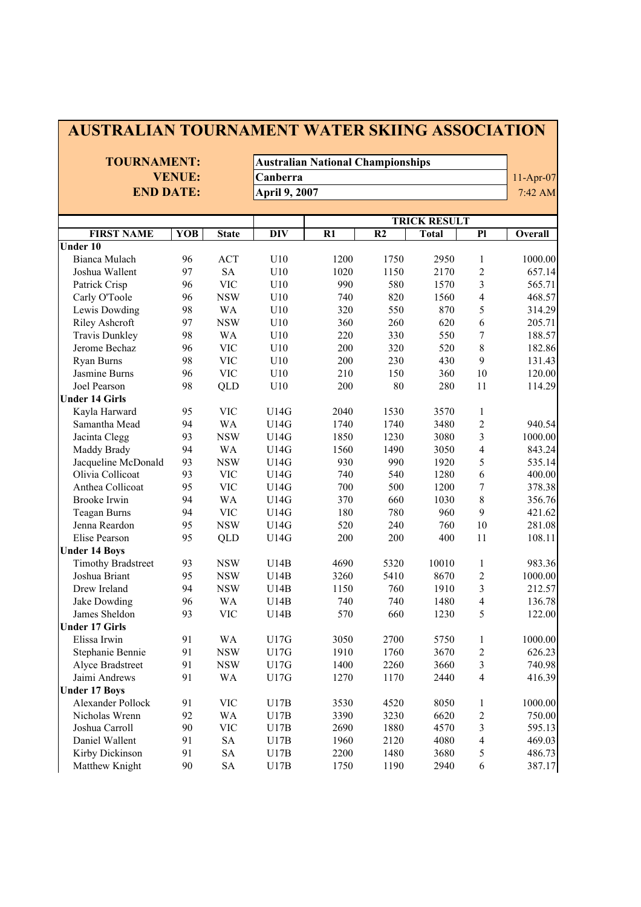# AUSTRALIAN TOURNAMENT WATER SKIING ASSOCIATION

| | | |
|---|---|---|
| **TOURNAMENT:** | **Australian National Championships** | |
| **VENUE:** | **Canberra** | 11-Apr-07 |
| **END DATE:** | **April 9, 2007** | 7:42 AM |

| | | | | TRICK RESULT | | | | |
|---|---|---|---|---|---|---|---|---|
| **FIRST NAME** | **YOB** | **State** | **DIV** | **R1** | **R2** | **Total** | **Pl** | **Overall** |
| **Under 10** | | | | | | | | |
| Bianca Mulach | 96 | ACT | U10 | 1200 | 1750 | 2950 | 1 | 1000.00 |
| Joshua Wallent | 97 | SA | U10 | 1020 | 1150 | 2170 | 2 | 657.14 |
| Patrick Crisp | 96 | VIC | U10 | 990 | 580 | 1570 | 3 | 565.71 |
| Carly O'Toole | 96 | NSW | U10 | 740 | 820 | 1560 | 4 | 468.57 |
| Lewis Dowding | 98 | WA | U10 | 320 | 550 | 870 | 5 | 314.29 |
| Riley Ashcroft | 97 | NSW | U10 | 360 | 260 | 620 | 6 | 205.71 |
| Travis Dunkley | 98 | WA | U10 | 220 | 330 | 550 | 7 | 188.57 |
| Jerome Bechaz | 96 | VIC | U10 | 200 | 320 | 520 | 8 | 182.86 |
| Ryan Burns | 98 | VIC | U10 | 200 | 230 | 430 | 9 | 131.43 |
| Jasmine Burns | 96 | VIC | U10 | 210 | 150 | 360 | 10 | 120.00 |
| Joel Pearson | 98 | QLD | U10 | 200 | 80 | 280 | 11 | 114.29 |
| **Under 14 Girls** | | | | | | | | |
| Kayla Harward | 95 | VIC | U14G | 2040 | 1530 | 3570 | 1 | |
| Samantha Mead | 94 | WA | U14G | 1740 | 1740 | 3480 | 2 | 940.54 |
| Jacinta Clegg | 93 | NSW | U14G | 1850 | 1230 | 3080 | 3 | 1000.00 |
| Maddy Brady | 94 | WA | U14G | 1560 | 1490 | 3050 | 4 | 843.24 |
| Jacqueline McDonald | 93 | NSW | U14G | 930 | 990 | 1920 | 5 | 535.14 |
| Olivia Collicoat | 93 | VIC | U14G | 740 | 540 | 1280 | 6 | 400.00 |
| Anthea Collicoat | 95 | VIC | U14G | 700 | 500 | 1200 | 7 | 378.38 |
| Brooke Irwin | 94 | WA | U14G | 370 | 660 | 1030 | 8 | 356.76 |
| Teagan Burns | 94 | VIC | U14G | 180 | 780 | 960 | 9 | 421.62 |
| Jenna Reardon | 95 | NSW | U14G | 520 | 240 | 760 | 10 | 281.08 |
| Elise Pearson | 95 | QLD | U14G | 200 | 200 | 400 | 11 | 108.11 |
| **Under 14 Boys** | | | | | | | | |
| Timothy Bradstreet | 93 | NSW | U14B | 4690 | 5320 | 10010 | 1 | 983.36 |
| Joshua Briant | 95 | NSW | U14B | 3260 | 5410 | 8670 | 2 | 1000.00 |
| Drew Ireland | 94 | NSW | U14B | 1150 | 760 | 1910 | 3 | 212.57 |
| Jake Dowding | 96 | WA | U14B | 740 | 740 | 1480 | 4 | 136.78 |
| James Sheldon | 93 | VIC | U14B | 570 | 660 | 1230 | 5 | 122.00 |
| **Under 17 Girls** | | | | | | | | |
| Elissa Irwin | 91 | WA | U17G | 3050 | 2700 | 5750 | 1 | 1000.00 |
| Stephanie Bennie | 91 | NSW | U17G | 1910 | 1760 | 3670 | 2 | 626.23 |
| Alyce Bradstreet | 91 | NSW | U17G | 1400 | 2260 | 3660 | 3 | 740.98 |
| Jaimi Andrews | 91 | WA | U17G | 1270 | 1170 | 2440 | 4 | 416.39 |
| **Under 17 Boys** | | | | | | | | |
| Alexander Pollock | 91 | VIC | U17B | 3530 | 4520 | 8050 | 1 | 1000.00 |
| Nicholas Wrenn | 92 | WA | U17B | 3390 | 3230 | 6620 | 2 | 750.00 |
| Joshua Carroll | 90 | VIC | U17B | 2690 | 1880 | 4570 | 3 | 595.13 |
| Daniel Wallent | 91 | SA | U17B | 1960 | 2120 | 4080 | 4 | 469.03 |
| Kirby Dickinson | 91 | SA | U17B | 2200 | 1480 | 3680 | 5 | 486.73 |
| Matthew Knight | 90 | SA | U17B | 1750 | 1190 | 2940 | 6 | 387.17 |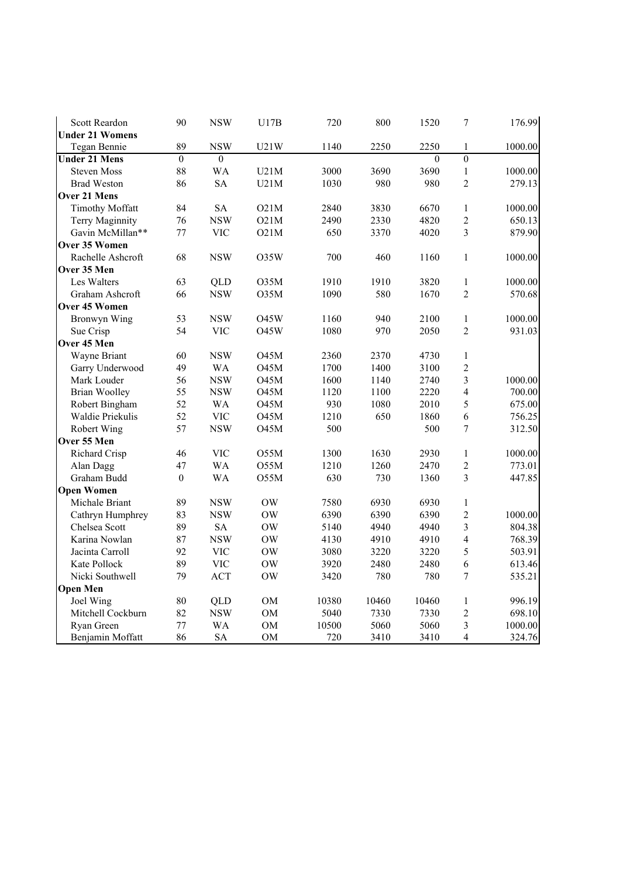| | | | | | | | | |
|---|---|---|---|---|---|---|---|---|
| Scott Reardon | 90 | NSW | U17B | 720 | 800 | 1520 | 7 | 176.99 |
| **Under 21 Womens** | | | | | | | | |
| Tegan Bennie | 89 | NSW | U21W | 1140 | 2250 | 2250 | 1 | 1000.00 |
| **Under 21 Mens** | 0 | 0 | | | | 0 | 0 | |
| Steven Moss | 88 | WA | U21M | 3000 | 3690 | 3690 | 1 | 1000.00 |
| Brad Weston | 86 | SA | U21M | 1030 | 980 | 980 | 2 | 279.13 |
| **Over 21 Mens** | | | | | | | | |
| Timothy Moffatt | 84 | SA | O21M | 2840 | 3830 | 6670 | 1 | 1000.00 |
| Terry Maginnity | 76 | NSW | O21M | 2490 | 2330 | 4820 | 2 | 650.13 |
| Gavin McMillan** | 77 | VIC | O21M | 650 | 3370 | 4020 | 3 | 879.90 |
| **Over 35 Women** | | | | | | | | |
| Rachelle Ashcroft | 68 | NSW | O35W | 700 | 460 | 1160 | 1 | 1000.00 |
| **Over 35 Men** | | | | | | | | |
| Les Walters | 63 | QLD | O35M | 1910 | 1910 | 3820 | 1 | 1000.00 |
| Graham Ashcroft | 66 | NSW | O35M | 1090 | 580 | 1670 | 2 | 570.68 |
| **Over 45 Women** | | | | | | | | |
| Bronwyn Wing | 53 | NSW | O45W | 1160 | 940 | 2100 | 1 | 1000.00 |
| Sue Crisp | 54 | VIC | O45W | 1080 | 970 | 2050 | 2 | 931.03 |
| **Over 45 Men** | | | | | | | | |
| Wayne Briant | 60 | NSW | O45M | 2360 | 2370 | 4730 | 1 | |
| Garry Underwood | 49 | WA | O45M | 1700 | 1400 | 3100 | 2 | |
| Mark Louder | 56 | NSW | O45M | 1600 | 1140 | 2740 | 3 | 1000.00 |
| Brian Woolley | 55 | NSW | O45M | 1120 | 1100 | 2220 | 4 | 700.00 |
| Robert Bingham | 52 | WA | O45M | 930 | 1080 | 2010 | 5 | 675.00 |
| Waldie Priekulis | 52 | VIC | O45M | 1210 | 650 | 1860 | 6 | 756.25 |
| Robert Wing | 57 | NSW | O45M | 500 | | 500 | 7 | 312.50 |
| **Over 55 Men** | | | | | | | | |
| Richard Crisp | 46 | VIC | O55M | 1300 | 1630 | 2930 | 1 | 1000.00 |
| Alan Dagg | 47 | WA | O55M | 1210 | 1260 | 2470 | 2 | 773.01 |
| Graham Budd | 0 | WA | O55M | 630 | 730 | 1360 | 3 | 447.85 |
| **Open Women** | | | | | | | | |
| Michale Briant | 89 | NSW | OW | 7580 | 6930 | 6930 | 1 | |
| Cathryn Humphrey | 83 | NSW | OW | 6390 | 6390 | 6390 | 2 | 1000.00 |
| Chelsea Scott | 89 | SA | OW | 5140 | 4940 | 4940 | 3 | 804.38 |
| Karina Nowlan | 87 | NSW | OW | 4130 | 4910 | 4910 | 4 | 768.39 |
| Jacinta Carroll | 92 | VIC | OW | 3080 | 3220 | 3220 | 5 | 503.91 |
| Kate Pollock | 89 | VIC | OW | 3920 | 2480 | 2480 | 6 | 613.46 |
| Nicki Southwell | 79 | ACT | OW | 3420 | 780 | 780 | 7 | 535.21 |
| **Open Men** | | | | | | | | |
| Joel Wing | 80 | QLD | OM | 10380 | 10460 | 10460 | 1 | 996.19 |
| Mitchell Cockburn | 82 | NSW | OM | 5040 | 7330 | 7330 | 2 | 698.10 |
| Ryan Green | 77 | WA | OM | 10500 | 5060 | 5060 | 3 | 1000.00 |
| Benjamin Moffatt | 86 | SA | OM | 720 | 3410 | 3410 | 4 | 324.76 |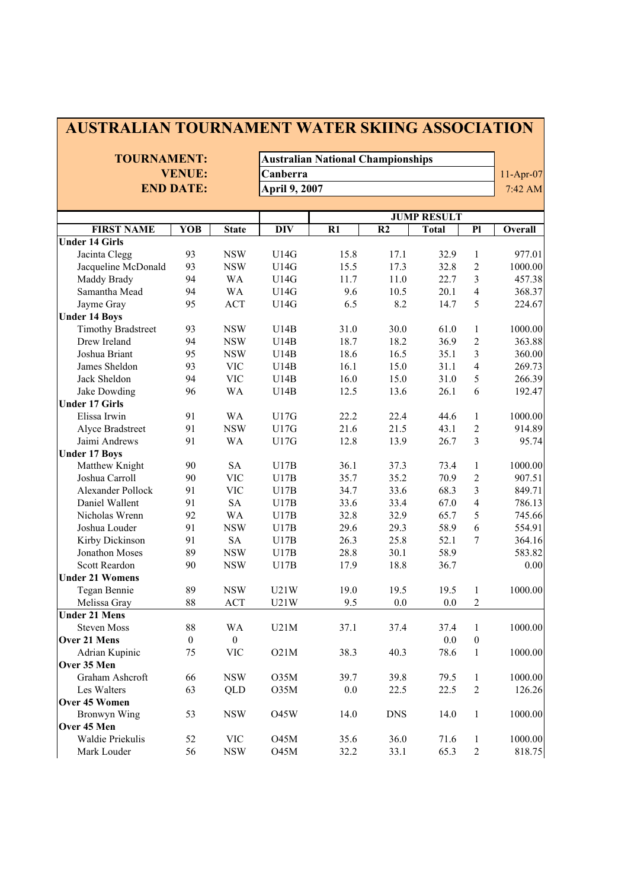# AUSTRALIAN TOURNAMENT WATER SKIING ASSOCIATION

**TOURNAMENT:** Australian National Championships
**VENUE:** Canberra
**END DATE:** April 9, 2007

11-Apr-07
7:42 AM

| FIRST NAME | YOB | State | DIV | R1 | R2 | Total | Pl | Overall |
|---|---|---|---|---|---|---|---|---|
| | | | | JUMP RESULT | | | | |
| **Under 14 Girls** | | | | | | | | |
| Jacinta Clegg | 93 | NSW | U14G | 15.8 | 17.1 | 32.9 | 1 | 977.01 |
| Jacqueline McDonald | 93 | NSW | U14G | 15.5 | 17.3 | 32.8 | 2 | 1000.00 |
| Maddy Brady | 94 | WA | U14G | 11.7 | 11.0 | 22.7 | 3 | 457.38 |
| Samantha Mead | 94 | WA | U14G | 9.6 | 10.5 | 20.1 | 4 | 368.37 |
| Jayme Gray | 95 | ACT | U14G | 6.5 | 8.2 | 14.7 | 5 | 224.67 |
| **Under 14 Boys** | | | | | | | | |
| Timothy Bradstreet | 93 | NSW | U14B | 31.0 | 30.0 | 61.0 | 1 | 1000.00 |
| Drew Ireland | 94 | NSW | U14B | 18.7 | 18.2 | 36.9 | 2 | 363.88 |
| Joshua Briant | 95 | NSW | U14B | 18.6 | 16.5 | 35.1 | 3 | 360.00 |
| James Sheldon | 93 | VIC | U14B | 16.1 | 15.0 | 31.1 | 4 | 269.73 |
| Jack Sheldon | 94 | VIC | U14B | 16.0 | 15.0 | 31.0 | 5 | 266.39 |
| Jake Dowding | 96 | WA | U14B | 12.5 | 13.6 | 26.1 | 6 | 192.47 |
| **Under 17 Girls** | | | | | | | | |
| Elissa Irwin | 91 | WA | U17G | 22.2 | 22.4 | 44.6 | 1 | 1000.00 |
| Alyce Bradstreet | 91 | NSW | U17G | 21.6 | 21.5 | 43.1 | 2 | 914.89 |
| Jaimi Andrews | 91 | WA | U17G | 12.8 | 13.9 | 26.7 | 3 | 95.74 |
| **Under 17 Boys** | | | | | | | | |
| Matthew Knight | 90 | SA | U17B | 36.1 | 37.3 | 73.4 | 1 | 1000.00 |
| Joshua Carroll | 90 | VIC | U17B | 35.7 | 35.2 | 70.9 | 2 | 907.51 |
| Alexander Pollock | 91 | VIC | U17B | 34.7 | 33.6 | 68.3 | 3 | 849.71 |
| Daniel Wallent | 91 | SA | U17B | 33.6 | 33.4 | 67.0 | 4 | 786.13 |
| Nicholas Wrenn | 92 | WA | U17B | 32.8 | 32.9 | 65.7 | 5 | 745.66 |
| Joshua Louder | 91 | NSW | U17B | 29.6 | 29.3 | 58.9 | 6 | 554.91 |
| Kirby Dickinson | 91 | SA | U17B | 26.3 | 25.8 | 52.1 | 7 | 364.16 |
| Jonathon Moses | 89 | NSW | U17B | 28.8 | 30.1 | 58.9 | | 583.82 |
| Scott Reardon | 90 | NSW | U17B | 17.9 | 18.8 | 36.7 | | 0.00 |
| **Under 21 Womens** | | | | | | | | |
| Tegan Bennie | 89 | NSW | U21W | 19.0 | 19.5 | 19.5 | 1 | 1000.00 |
| Melissa Gray | 88 | ACT | U21W | 9.5 | 0.0 | 0.0 | 2 | |
| **Under 21 Mens** | | | | | | | | |
| Steven Moss | 88 | WA | U21M | 37.1 | 37.4 | 37.4 | 1 | 1000.00 |
| **Over 21 Mens** | 0 | 0 | | | | 0.0 | 0 | |
| Adrian Kupinic | 75 | VIC | O21M | 38.3 | 40.3 | 78.6 | 1 | 1000.00 |
| **Over 35 Men** | | | | | | | | |
| Graham Ashcroft | 66 | NSW | O35M | 39.7 | 39.8 | 79.5 | 1 | 1000.00 |
| Les Walters | 63 | QLD | O35M | 0.0 | 22.5 | 22.5 | 2 | 126.26 |
| **Over 45 Women** | | | | | | | | |
| Bronwyn Wing | 53 | NSW | O45W | 14.0 | DNS | 14.0 | 1 | 1000.00 |
| **Over 45 Men** | | | | | | | | |
| Waldie Priekulis | 52 | VIC | O45M | 35.6 | 36.0 | 71.6 | 1 | 1000.00 |
| Mark Louder | 56 | NSW | O45M | 32.2 | 33.1 | 65.3 | 2 | 818.75 |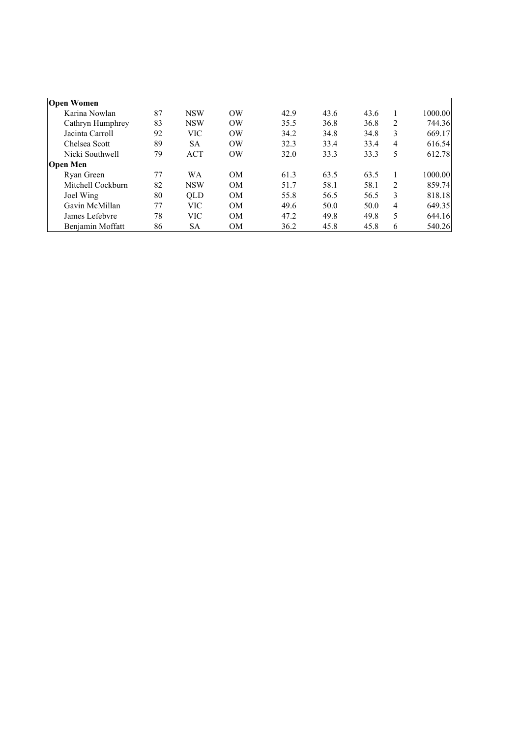| | | | | | | | | |
|---|---|---|---|---|---|---|---|---|
| **Open Women** | | | | | | | | |
| Karina Nowlan | 87 | NSW | OW | 42.9 | 43.6 | 43.6 | 1 | 1000.00 |
| Cathryn Humphrey | 83 | NSW | OW | 35.5 | 36.8 | 36.8 | 2 | 744.36 |
| Jacinta Carroll | 92 | VIC | OW | 34.2 | 34.8 | 34.8 | 3 | 669.17 |
| Chelsea Scott | 89 | SA | OW | 32.3 | 33.4 | 33.4 | 4 | 616.54 |
| Nicki Southwell | 79 | ACT | OW | 32.0 | 33.3 | 33.3 | 5 | 612.78 |
| **Open Men** | | | | | | | | |
| Ryan Green | 77 | WA | OM | 61.3 | 63.5 | 63.5 | 1 | 1000.00 |
| Mitchell Cockburn | 82 | NSW | OM | 51.7 | 58.1 | 58.1 | 2 | 859.74 |
| Joel Wing | 80 | QLD | OM | 55.8 | 56.5 | 56.5 | 3 | 818.18 |
| Gavin McMillan | 77 | VIC | OM | 49.6 | 50.0 | 50.0 | 4 | 649.35 |
| James Lefebvre | 78 | VIC | OM | 47.2 | 49.8 | 49.8 | 5 | 644.16 |
| Benjamin Moffatt | 86 | SA | OM | 36.2 | 45.8 | 45.8 | 6 | 540.26 |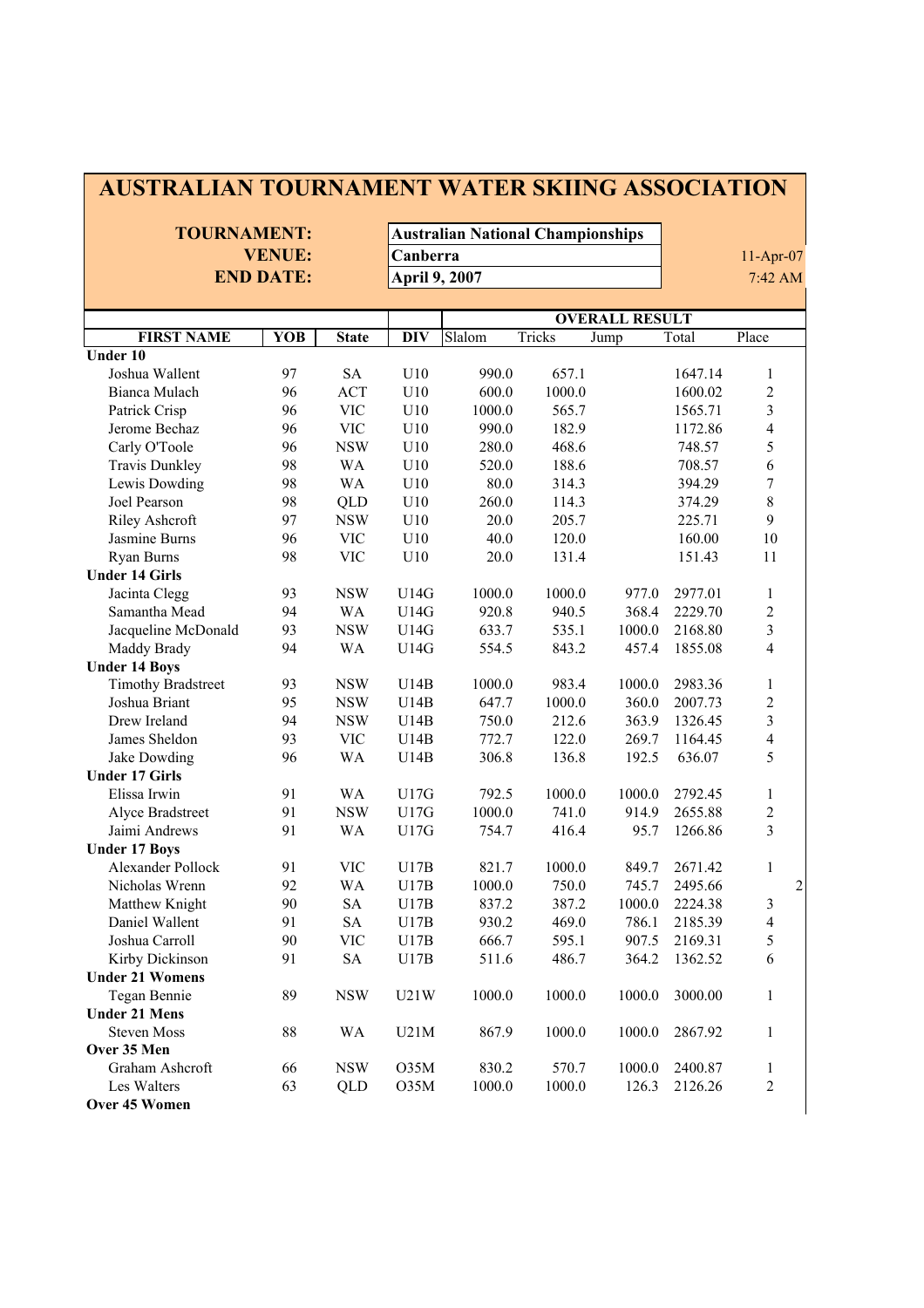# AUSTRALIAN TOURNAMENT WATER SKIING ASSOCIATION

**TOURNAMENT:** Australian National Championships
**VENUE:** Canberra
**END DATE:** April 9, 2007

11-Apr-07
7:42 AM

| FIRST NAME | YOB | State | DIV | Slalom | Tricks | Jump | Total | Place |
|---|---|---|---|---|---|---|---|---|
| | | | | OVERALL RESULT | | | | |
| **Under 10** | | | | | | | | |
| Joshua Wallent | 97 | SA | U10 | 990.0 | 657.1 | | 1647.14 | 1 |
| Bianca Mulach | 96 | ACT | U10 | 600.0 | 1000.0 | | 1600.02 | 2 |
| Patrick Crisp | 96 | VIC | U10 | 1000.0 | 565.7 | | 1565.71 | 3 |
| Jerome Bechaz | 96 | VIC | U10 | 990.0 | 182.9 | | 1172.86 | 4 |
| Carly O'Toole | 96 | NSW | U10 | 280.0 | 468.6 | | 748.57 | 5 |
| Travis Dunkley | 98 | WA | U10 | 520.0 | 188.6 | | 708.57 | 6 |
| Lewis Dowding | 98 | WA | U10 | 80.0 | 314.3 | | 394.29 | 7 |
| Joel Pearson | 98 | QLD | U10 | 260.0 | 114.3 | | 374.29 | 8 |
| Riley Ashcroft | 97 | NSW | U10 | 20.0 | 205.7 | | 225.71 | 9 |
| Jasmine Burns | 96 | VIC | U10 | 40.0 | 120.0 | | 160.00 | 10 |
| Ryan Burns | 98 | VIC | U10 | 20.0 | 131.4 | | 151.43 | 11 |
| **Under 14 Girls** | | | | | | | | |
| Jacinta Clegg | 93 | NSW | U14G | 1000.0 | 1000.0 | 977.0 | 2977.01 | 1 |
| Samantha Mead | 94 | WA | U14G | 920.8 | 940.5 | 368.4 | 2229.70 | 2 |
| Jacqueline McDonald | 93 | NSW | U14G | 633.7 | 535.1 | 1000.0 | 2168.80 | 3 |
| Maddy Brady | 94 | WA | U14G | 554.5 | 843.2 | 457.4 | 1855.08 | 4 |
| **Under 14 Boys** | | | | | | | | |
| Timothy Bradstreet | 93 | NSW | U14B | 1000.0 | 983.4 | 1000.0 | 2983.36 | 1 |
| Joshua Briant | 95 | NSW | U14B | 647.7 | 1000.0 | 360.0 | 2007.73 | 2 |
| Drew Ireland | 94 | NSW | U14B | 750.0 | 212.6 | 363.9 | 1326.45 | 3 |
| James Sheldon | 93 | VIC | U14B | 772.7 | 122.0 | 269.7 | 1164.45 | 4 |
| Jake Dowding | 96 | WA | U14B | 306.8 | 136.8 | 192.5 | 636.07 | 5 |
| **Under 17 Girls** | | | | | | | | |
| Elissa Irwin | 91 | WA | U17G | 792.5 | 1000.0 | 1000.0 | 2792.45 | 1 |
| Alyce Bradstreet | 91 | NSW | U17G | 1000.0 | 741.0 | 914.9 | 2655.88 | 2 |
| Jaimi Andrews | 91 | WA | U17G | 754.7 | 416.4 | 95.7 | 1266.86 | 3 |
| **Under 17 Boys** | | | | | | | | |
| Alexander Pollock | 91 | VIC | U17B | 821.7 | 1000.0 | 849.7 | 2671.42 | 1 |
| Nicholas Wrenn | 92 | WA | U17B | 1000.0 | 750.0 | 745.7 | 2495.66 | 2 |
| Matthew Knight | 90 | SA | U17B | 837.2 | 387.2 | 1000.0 | 2224.38 | 3 |
| Daniel Wallent | 91 | SA | U17B | 930.2 | 469.0 | 786.1 | 2185.39 | 4 |
| Joshua Carroll | 90 | VIC | U17B | 666.7 | 595.1 | 907.5 | 2169.31 | 5 |
| Kirby Dickinson | 91 | SA | U17B | 511.6 | 486.7 | 364.2 | 1362.52 | 6 |
| **Under 21 Womens** | | | | | | | | |
| Tegan Bennie | 89 | NSW | U21W | 1000.0 | 1000.0 | 1000.0 | 3000.00 | 1 |
| **Under 21 Mens** | | | | | | | | |
| Steven Moss | 88 | WA | U21M | 867.9 | 1000.0 | 1000.0 | 2867.92 | 1 |
| **Over 35 Men** | | | | | | | | |
| Graham Ashcroft | 66 | NSW | O35M | 830.2 | 570.7 | 1000.0 | 2400.87 | 1 |
| Les Walters | 63 | QLD | O35M | 1000.0 | 1000.0 | 126.3 | 2126.26 | 2 |
| **Over 45 Women** | | | | | | | | |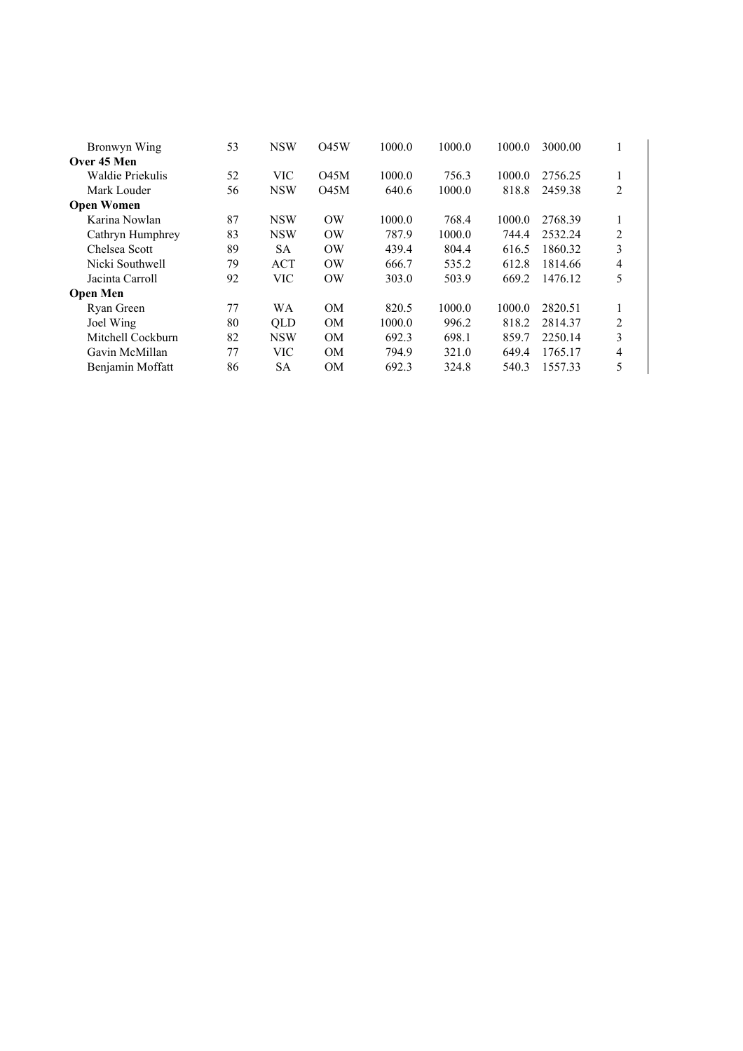| | | | | | | | | |
|---|---|---|---|---|---|---|---|---|
| Bronwyn Wing | 53 | NSW | O45W | 1000.0 | 1000.0 | 1000.0 | 3000.00 | 1 |
| **Over 45 Men** | | | | | | | | |
| Waldie Priekulis | 52 | VIC | O45M | 1000.0 | 756.3 | 1000.0 | 2756.25 | 1 |
| Mark Louder | 56 | NSW | O45M | 640.6 | 1000.0 | 818.8 | 2459.38 | 2 |
| **Open Women** | | | | | | | | |
| Karina Nowlan | 87 | NSW | OW | 1000.0 | 768.4 | 1000.0 | 2768.39 | 1 |
| Cathryn Humphrey | 83 | NSW | OW | 787.9 | 1000.0 | 744.4 | 2532.24 | 2 |
| Chelsea Scott | 89 | SA | OW | 439.4 | 804.4 | 616.5 | 1860.32 | 3 |
| Nicki Southwell | 79 | ACT | OW | 666.7 | 535.2 | 612.8 | 1814.66 | 4 |
| Jacinta Carroll | 92 | VIC | OW | 303.0 | 503.9 | 669.2 | 1476.12 | 5 |
| **Open Men** | | | | | | | | |
| Ryan Green | 77 | WA | OM | 820.5 | 1000.0 | 1000.0 | 2820.51 | 1 |
| Joel Wing | 80 | QLD | OM | 1000.0 | 996.2 | 818.2 | 2814.37 | 2 |
| Mitchell Cockburn | 82 | NSW | OM | 692.3 | 698.1 | 859.7 | 2250.14 | 3 |
| Gavin McMillan | 77 | VIC | OM | 794.9 | 321.0 | 649.4 | 1765.17 | 4 |
| Benjamin Moffatt | 86 | SA | OM | 692.3 | 324.8 | 540.3 | 1557.33 | 5 |